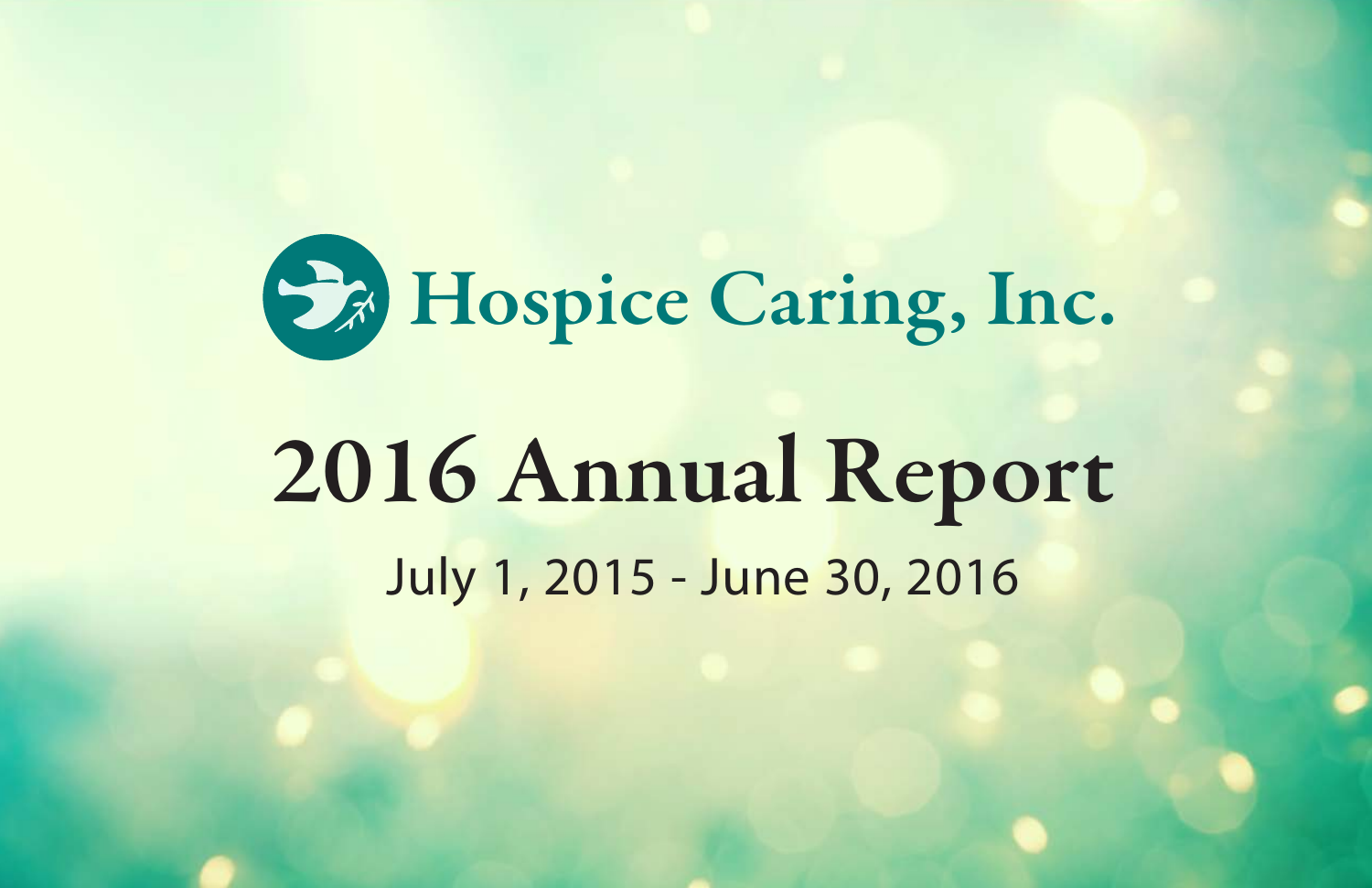# Hospice Caring, Inc.

# 2016 Annual Report

July 1, 2015 - June 30, 2016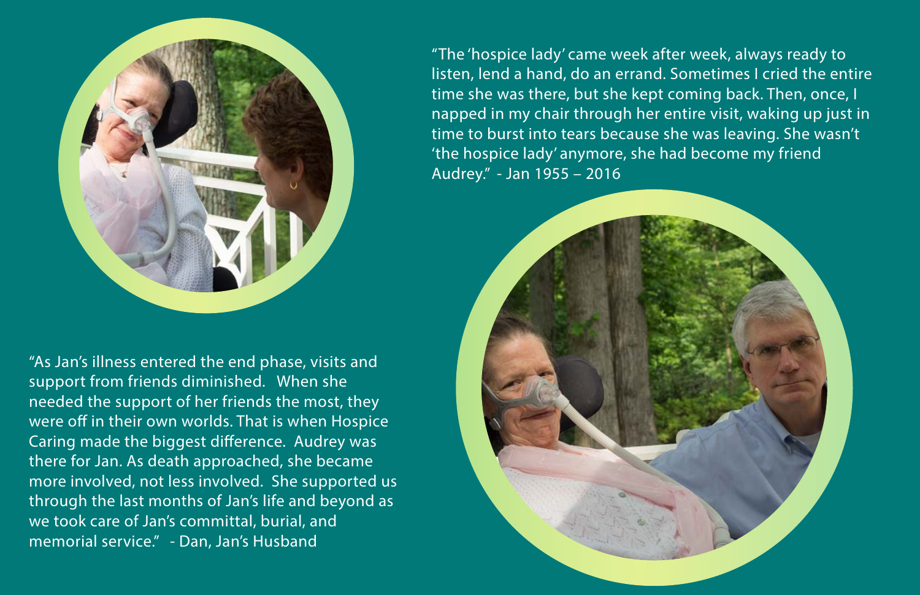"The 'hospice lady' came week after week, always ready to listen, lend a hand, do an errand. Sometimes I cried the entire time she was there, but she kept coming back. Then, once, I napped in my chair through her entire visit, waking up just in time to burst into tears because she was leaving. She wasn't 'the hospice lady' anymore, she had become my friend Audrey." - Jan 1955 – 2016

"As Jan's illness entered the end phase, visits and support from friends diminished. When she needed the support of her friends the most, they were off in their own worlds. That is when Hospice Caring made the biggest difference. Audrey was there for Jan. As death approached, she became more involved, not less involved. She supported us through the last months of Jan's life and beyond as we took care of Jan's committal, burial, and memorial service." - Dan, Jan's Husband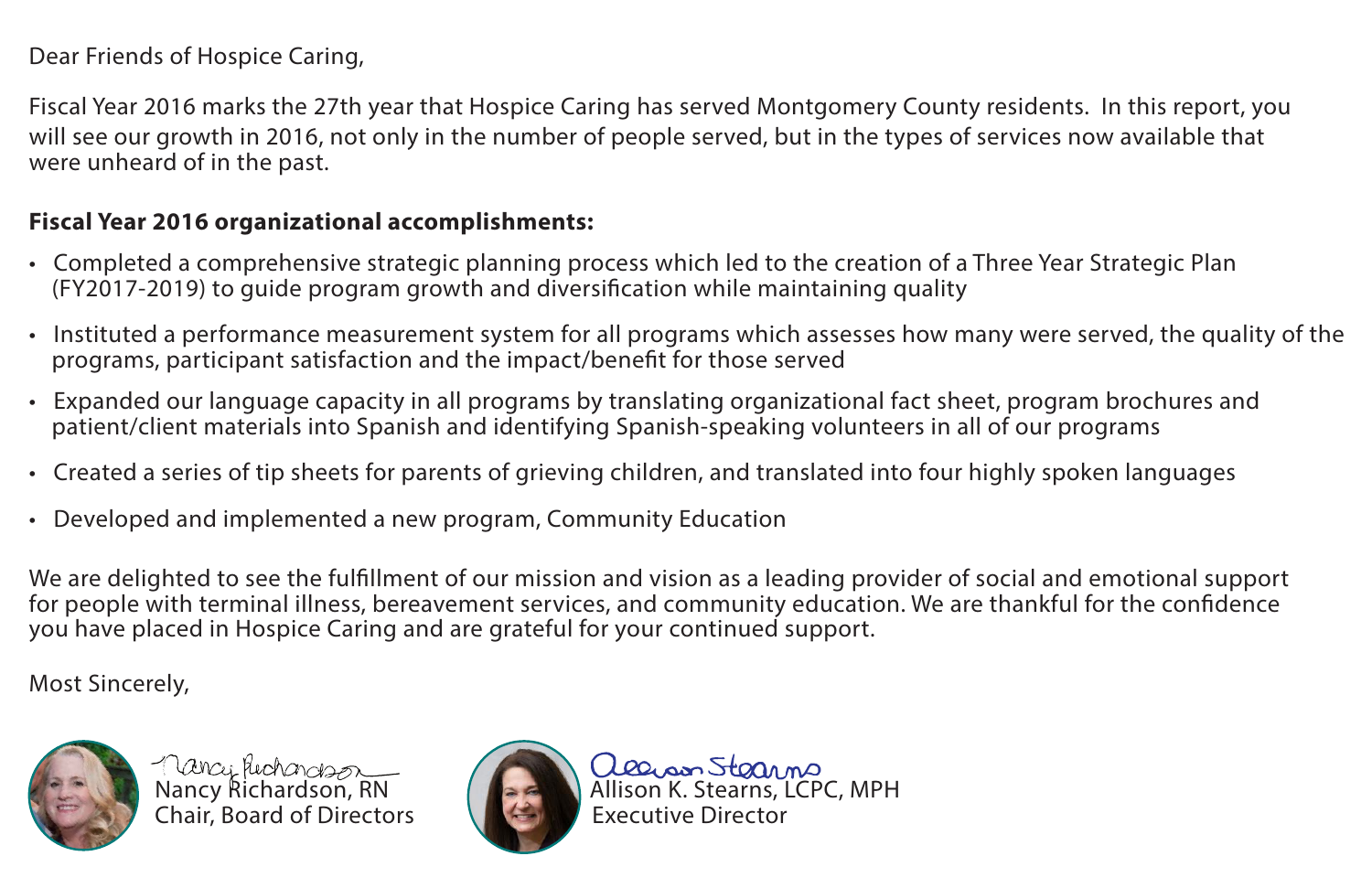Dear Friends of Hospice Caring,

Fiscal Year 2016 marks the 27th year that Hospice Caring has served Montgomery County residents. In this report, you will see our growth in 2016, not only in the number of people served, but in the types of services now available that were unheard of in the past.

**Fiscal Year 2016 organizational accomplishments:**

- Completed a comprehensive strategic planning process which led to the creation of a Three Year Strategic Plan (FY2017-2019) to guide program growth and diversification while maintaining quality
- Instituted a performance measurement system for all programs which assesses how many were served, the quality of the programs, participant satisfaction and the impact/benefit for those served
- Expanded our language capacity in all programs by translating organizational fact sheet, program brochures and patient/client materials into Spanish and identifying Spanish-speaking volunteers in all of our programs
- Created a series of tip sheets for parents of grieving children, and translated into four highly spoken languages
- Developed and implemented a new program, Community Education

We are delighted to see the fulfillment of our mission and vision as a leading provider of social and emotional support for people with terminal illness, bereavement services, and community education. We are thankful for the confidence you have placed in Hospice Caring and are grateful for your continued support.

Most Sincerely,

Nancy Richardson, RN
Chair, Board of Directors

Allison K. Stearns, LCPC, MPH
Executive Director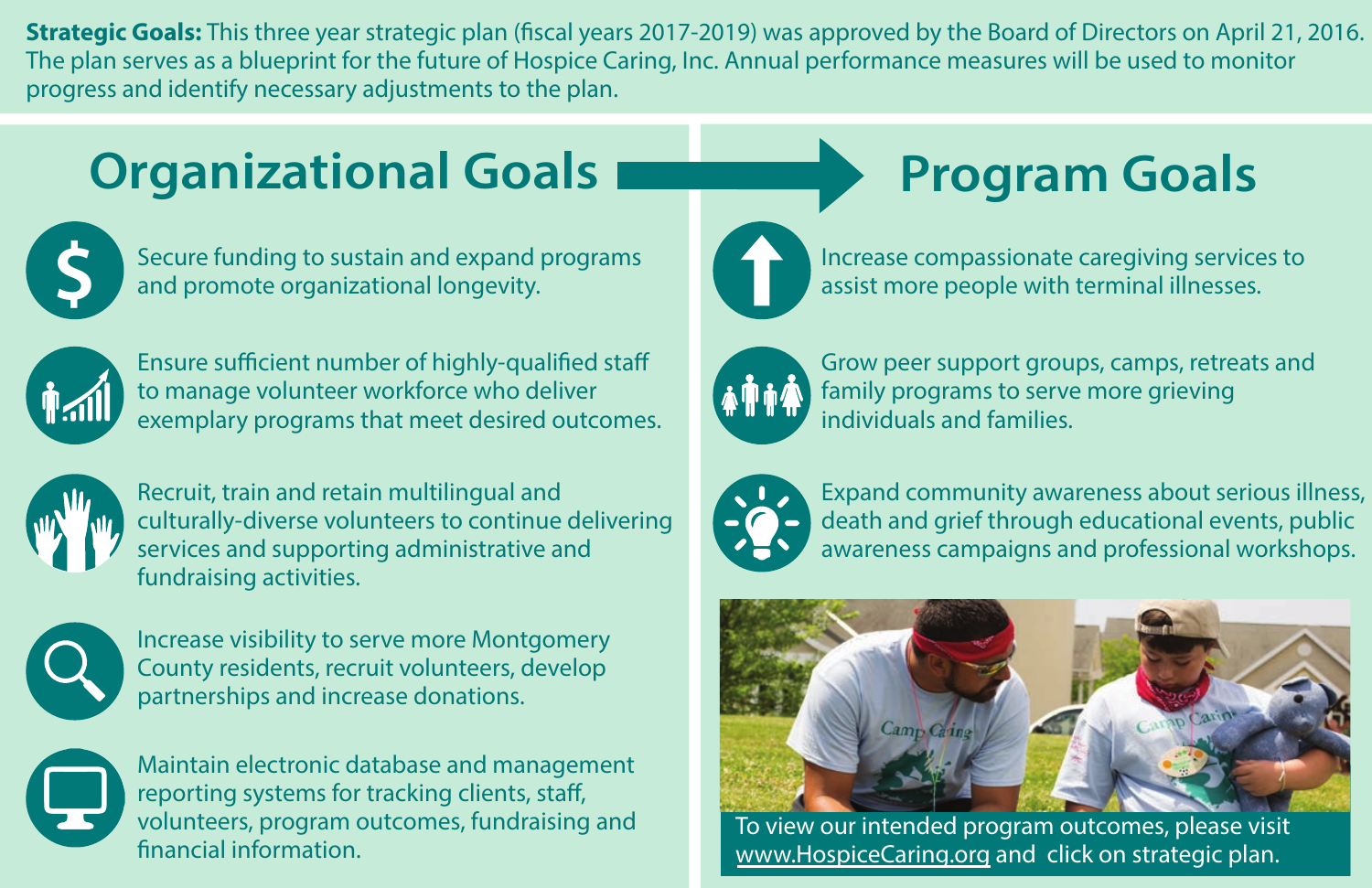**Strategic Goals:** This three year strategic plan (fiscal years 2017-2019) was approved by the Board of Directors on April 21, 2016. The plan serves as a blueprint for the future of Hospice Caring, Inc. Annual performance measures will be used to monitor progress and identify necessary adjustments to the plan.

## Organizational Goals

- Secure funding to sustain and expand programs and promote organizational longevity.
- Ensure sufficient number of highly-qualified staff to manage volunteer workforce who deliver exemplary programs that meet desired outcomes.
- Recruit, train and retain multilingual and culturally-diverse volunteers to continue delivering services and supporting administrative and fundraising activities.
- Increase visibility to serve more Montgomery County residents, recruit volunteers, develop partnerships and increase donations.
- Maintain electronic database and management reporting systems for tracking clients, staff, volunteers, program outcomes, fundraising and financial information.

## Program Goals

- Increase compassionate caregiving services to assist more people with terminal illnesses.
- Grow peer support groups, camps, retreats and family programs to serve more grieving individuals and families.
- Expand community awareness about serious illness, death and grief through educational events, public awareness campaigns and professional workshops.

To view our intended program outcomes, please visit www.HospiceCaring.org and click on strategic plan.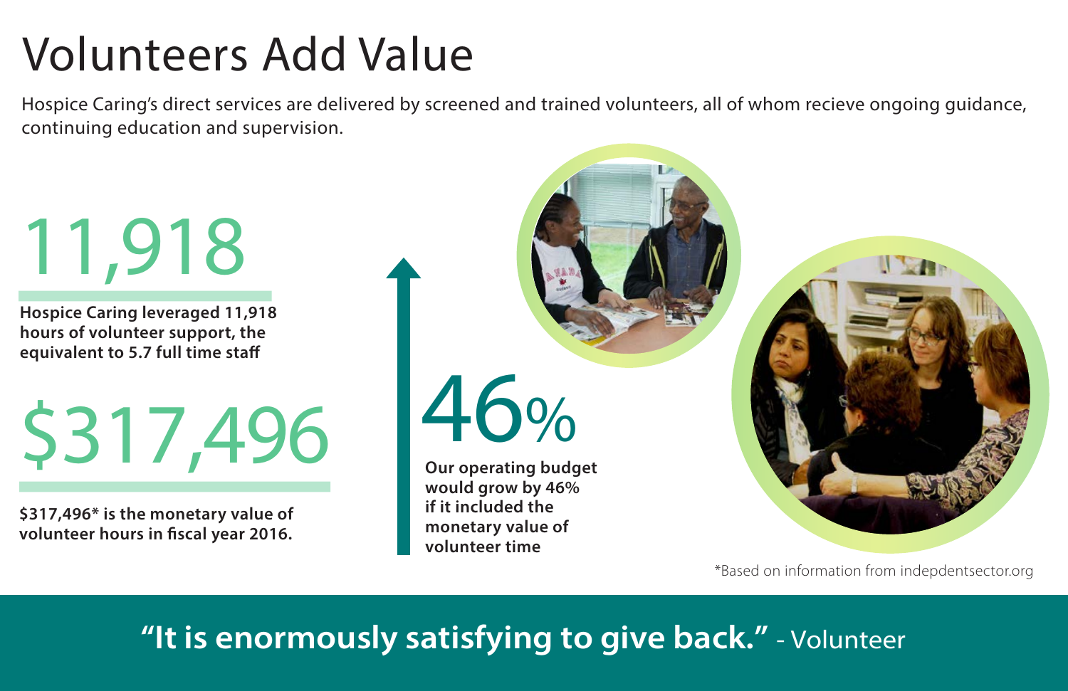# Volunteers Add Value

Hospice Caring's direct services are delivered by screened and trained volunteers, all of whom recieve ongoing guidance, continuing education and supervision.

## 11,918

**Hospice Caring leveraged 11,918 hours of volunteer support, the equivalent to 5.7 full time staff**

## $317,496

**$317,496* is the monetary value of volunteer hours in fiscal year 2016.**

## 46%

**Our operating budget would grow by 46% if it included the monetary value of volunteer time**

*Based on information from indepdentsector.org

**"It is enormously satisfying to give back."** - Volunteer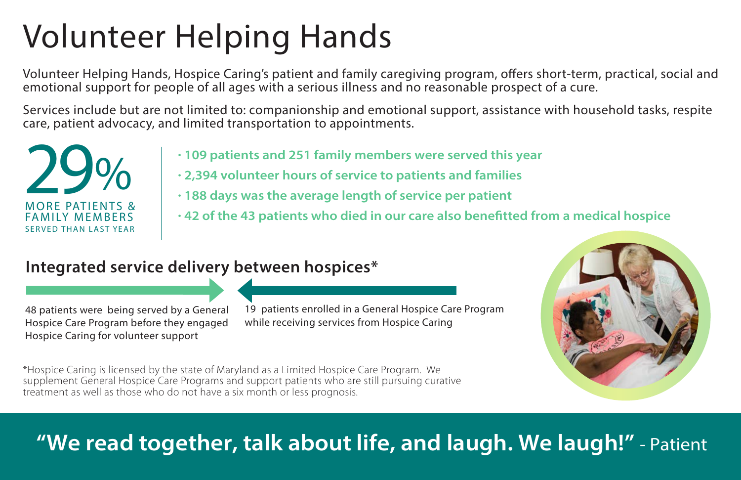# Volunteer Helping Hands

Volunteer Helping Hands, Hospice Caring's patient and family caregiving program, offers short-term, practical, social and emotional support for people of all ages with a serious illness and no reasonable prospect of a cure.

Services include but are not limited to: companionship and emotional support, assistance with household tasks, respite care, patient advocacy, and limited transportation to appointments.

**29%** MORE PATIENTS & FAMILY MEMBERS SERVED THAN LAST YEAR

- **109 patients and 251 family members were served this year**
- **2,394 volunteer hours of service to patients and families**
- **188 days was the average length of service per patient**
- **42 of the 43 patients who died in our care also benefitted from a medical hospice**

## Integrated service delivery between hospices*

48 patients were being served by a General Hospice Care Program before they engaged Hospice Caring for volunteer support

19 patients enrolled in a General Hospice Care Program while receiving services from Hospice Caring

*Hospice Caring is licensed by the state of Maryland as a Limited Hospice Care Program. We supplement General Hospice Care Programs and support patients who are still pursuing curative treatment as well as those who do not have a six month or less prognosis.

**"We read together, talk about life, and laugh. We laugh!"** - Patient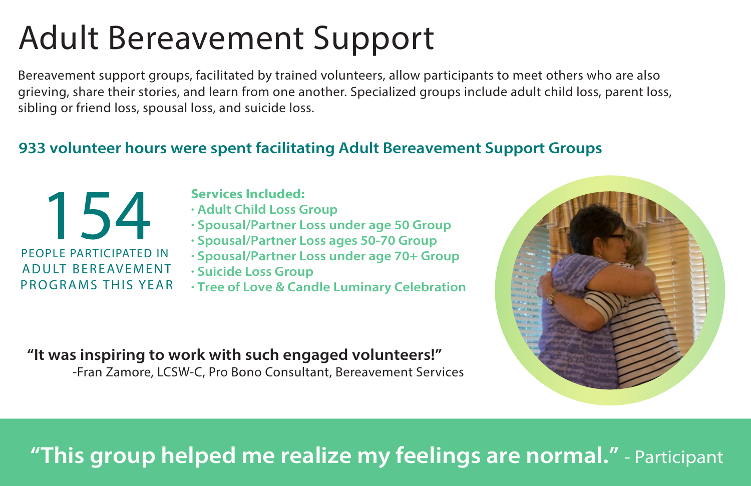# Adult Bereavement Support

Bereavement support groups, facilitated by trained volunteers, allow participants to meet others who are also grieving, share their stories, and learn from one another. Specialized groups include adult child loss, parent loss, sibling or friend loss, spousal loss, and suicide loss.

**933 volunteer hours were spent facilitating Adult Bereavement Support Groups**

154

PEOPLE PARTICIPATED IN ADULT BEREAVEMENT PROGRAMS THIS YEAR

**Services Included:**

- **Adult Child Loss Group**
- **Spousal/Partner Loss under age 50 Group**
- **Spousal/Partner Loss ages 50-70 Group**
- **Spousal/Partner Loss under age 70+ Group**
- **Suicide Loss Group**
- **Tree of Love & Candle Luminary Celebration**

**"It was inspiring to work with such engaged volunteers!"**
-Fran Zamore, LCSW-C, Pro Bono Consultant, Bereavement Services

**"This group helped me realize my feelings are normal."** - Participant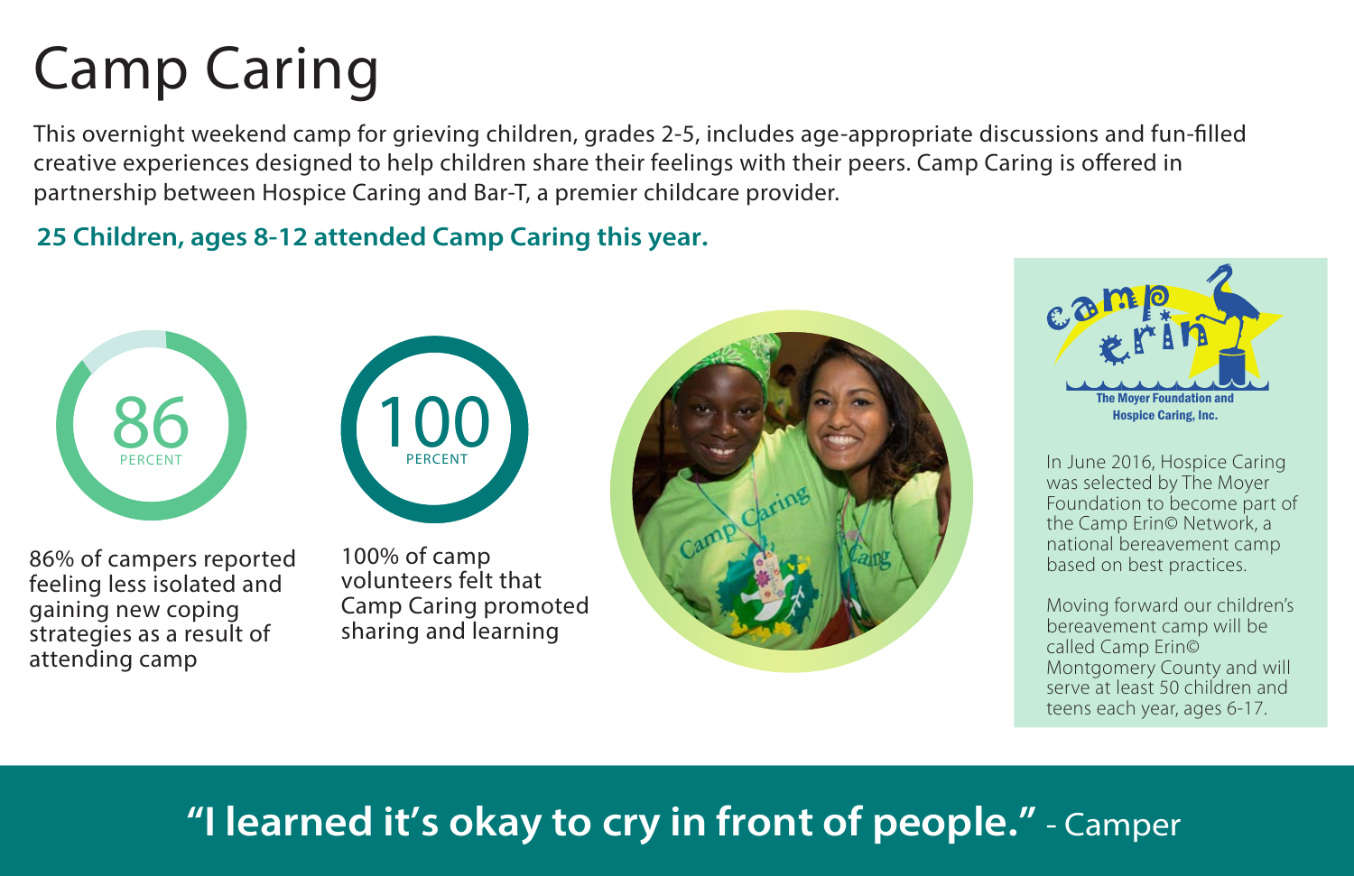# Camp Caring

This overnight weekend camp for grieving children, grades 2-5, includes age-appropriate discussions and fun-filled creative experiences designed to help children share their feelings with their peers. Camp Caring is offered in partnership between Hospice Caring and Bar-T, a premier childcare provider.

**25 Children, ages 8-12 attended Camp Caring this year.**

86 PERCENT

86% of campers reported feeling less isolated and gaining new coping strategies as a result of attending camp

100 PERCENT

100% of camp volunteers felt that Camp Caring promoted sharing and learning

camp erin

The Moyer Foundation and Hospice Caring, Inc.

In June 2016, Hospice Caring was selected by The Moyer Foundation to become part of the Camp Erin© Network, a national bereavement camp based on best practices.

Moving forward our children's bereavement camp will be called Camp Erin© Montgomery County and will serve at least 50 children and teens each year, ages 6-17.

**"I learned it's okay to cry in front of people."** - Camper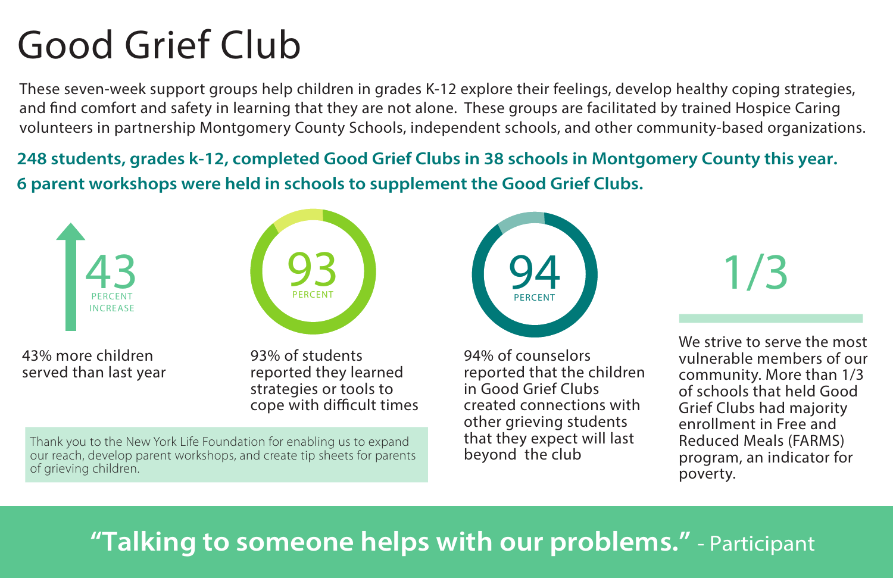# Good Grief Club

These seven-week support groups help children in grades K-12 explore their feelings, develop healthy coping strategies, and find comfort and safety in learning that they are not alone. These groups are facilitated by trained Hospice Caring volunteers in partnership Montgomery County Schools, independent schools, and other community-based organizations.

**248 students, grades k-12, completed Good Grief Clubs in 38 schools in Montgomery County this year.**

**6 parent workshops were held in schools to supplement the Good Grief Clubs.**

43 PERCENT INCREASE

43% more children served than last year

93 PERCENT

93% of students reported they learned strategies or tools to cope with difficult times

94 PERCENT

94% of counselors reported that the children in Good Grief Clubs created connections with other grieving students that they expect will last beyond the club

1/3

We strive to serve the most vulnerable members of our community. More than 1/3 of schools that held Good Grief Clubs had majority enrollment in Free and Reduced Meals (FARMS) program, an indicator for poverty.

Thank you to the New York Life Foundation for enabling us to expand our reach, develop parent workshops, and create tip sheets for parents of grieving children.

**"Talking to someone helps with our problems."** - Participant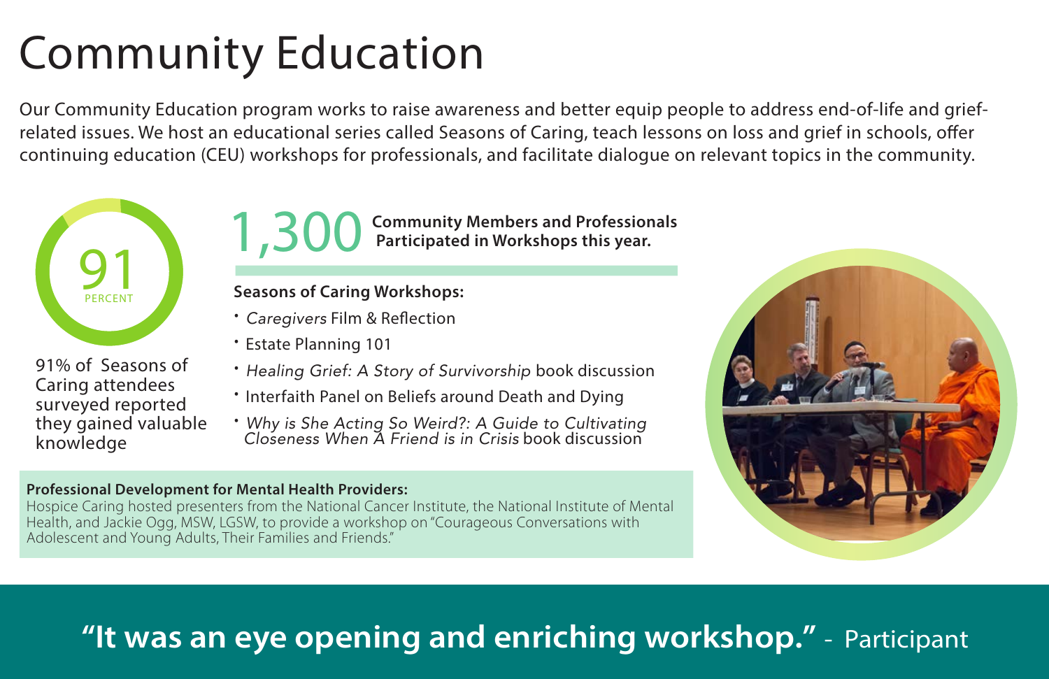# Community Education

Our Community Education program works to raise awareness and better equip people to address end-of-life and grief-related issues. We host an educational series called Seasons of Caring, teach lessons on loss and grief in schools, offer continuing education (CEU) workshops for professionals, and facilitate dialogue on relevant topics in the community.

91 PERCENT

91% of Seasons of Caring attendees surveyed reported they gained valuable knowledge

1,300 **Community Members and Professionals Participated in Workshops this year.**

**Seasons of Caring Workshops:**

- *Caregivers* Film & Reflection
- Estate Planning 101
- *Healing Grief: A Story of Survivorship* book discussion
- Interfaith Panel on Beliefs around Death and Dying
- *Why is She Acting So Weird?: A Guide to Cultivating Closeness When A Friend is in Crisis* book discussion

**Professional Development for Mental Health Providers:**
Hospice Caring hosted presenters from the National Cancer Institute, the National Institute of Mental Health, and Jackie Ogg, MSW, LGSW, to provide a workshop on "Courageous Conversations with Adolescent and Young Adults, Their Families and Friends."

**"It was an eye opening and enriching workshop."** - Participant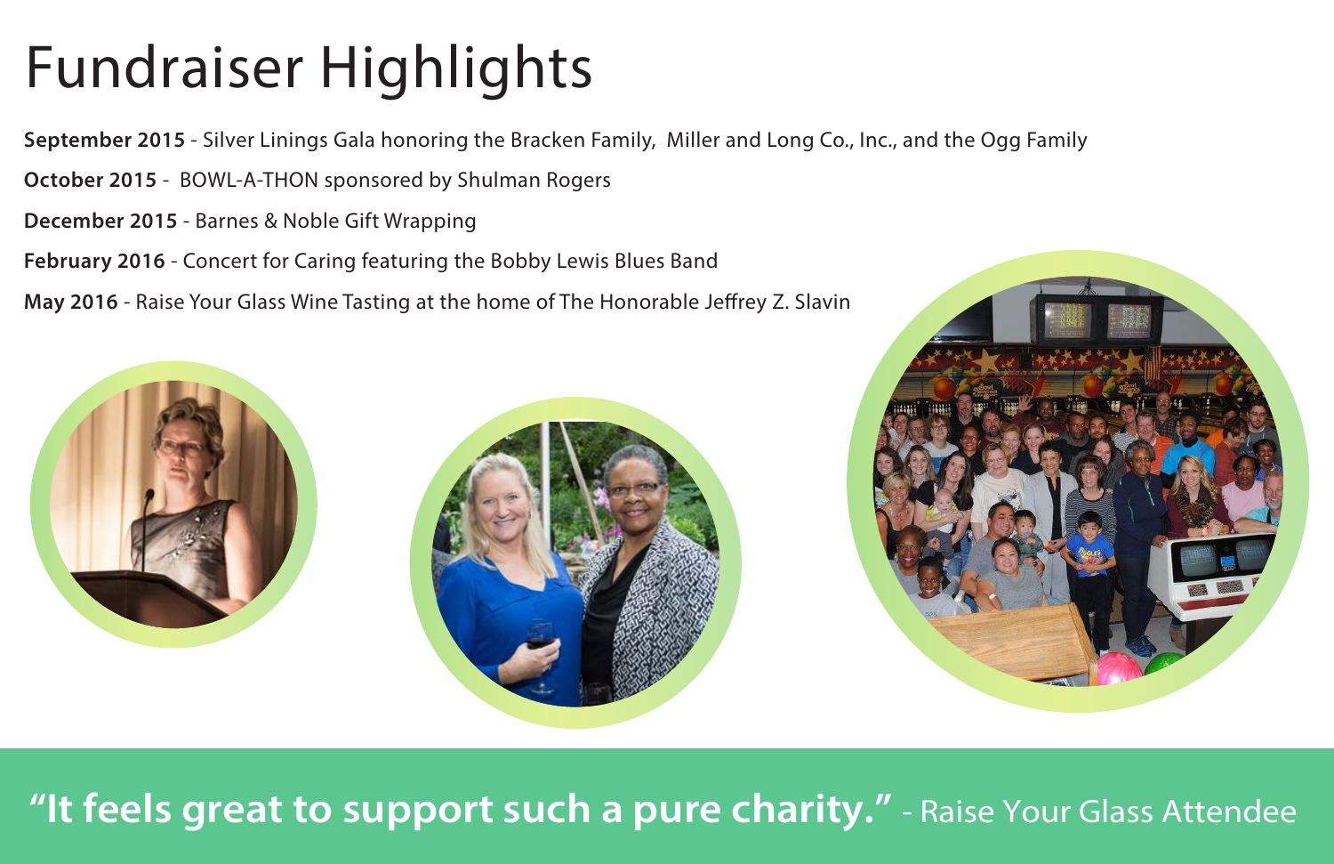# Fundraiser Highlights

**September 2015** - Silver Linings Gala honoring the Bracken Family, Miller and Long Co., Inc., and the Ogg Family

**October 2015** - BOWL-A-THON sponsored by Shulman Rogers

**December 2015** - Barnes & Noble Gift Wrapping

**February 2016** - Concert for Caring featuring the Bobby Lewis Blues Band

**May 2016** - Raise Your Glass Wine Tasting at the home of The Honorable Jeffrey Z. Slavin

**"It feels great to support such a pure charity."** - Raise Your Glass Attendee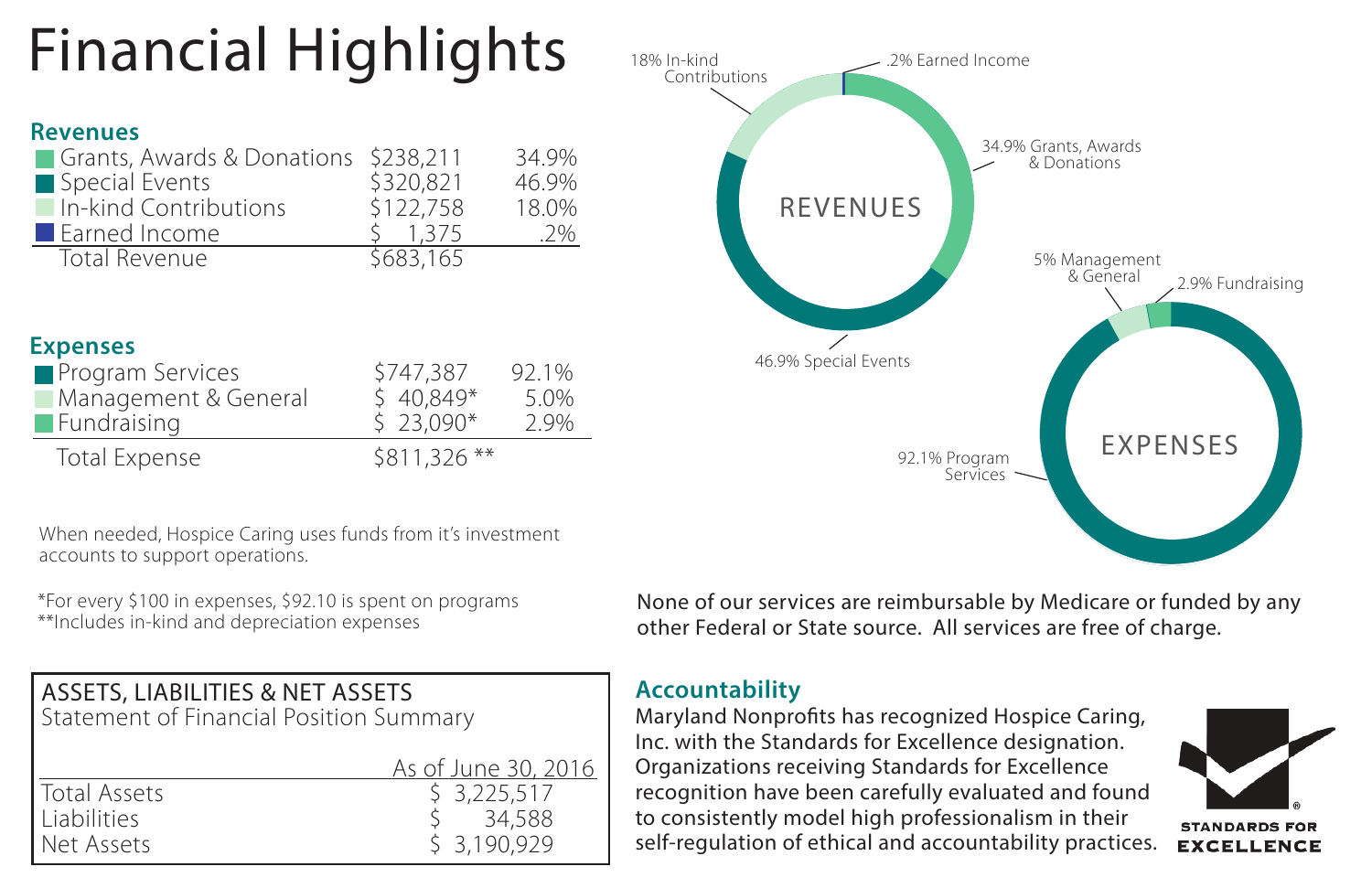# Financial Highlights

## Revenues

| | | |
|---|---|---|
| Grants, Awards & Donations | $238,211 | 34.9% |
| Special Events | $320,821 | 46.9% |
| In-kind Contributions | $122,758 | 18.0% |
| Earned Income | $ 1,375 | .2% |
| Total Revenue | $683,165 | |

## Expenses

| | | |
|---|---|---|
| Program Services | $747,387 | 92.1% |
| Management & General | $ 40,849* | 5.0% |
| Fundraising | $ 23,090* | 2.9% |
| Total Expense | $811,326 ** | |

When needed, Hospice Caring uses funds from it's investment accounts to support operations.

*For every $100 in expenses, $92.10 is spent on programs
**Includes in-kind and depreciation expenses

REVENUES

18% In-kind Contributions
.2% Earned Income
34.9% Grants, Awards & Donations
46.9% Special Events

EXPENSES

5% Management & General
2.9% Fundraising
92.1% Program Services

None of our services are reimbursable by Medicare or funded by any other Federal or State source. All services are free of charge.

## ASSETS, LIABILITIES & NET ASSETS
Statement of Financial Position Summary

| | As of June 30, 2016 |
|---|---|
| Total Assets | $ 3,225,517 |
| Liabilities | $ 34,588 |
| Net Assets | $ 3,190,929 |

## Accountability

Maryland Nonprofits has recognized Hospice Caring, Inc. with the Standards for Excellence designation. Organizations receiving Standards for Excellence recognition have been carefully evaluated and found to consistently model high professionalism in their self-regulation of ethical and accountability practices.

STANDARDS FOR EXCELLENCE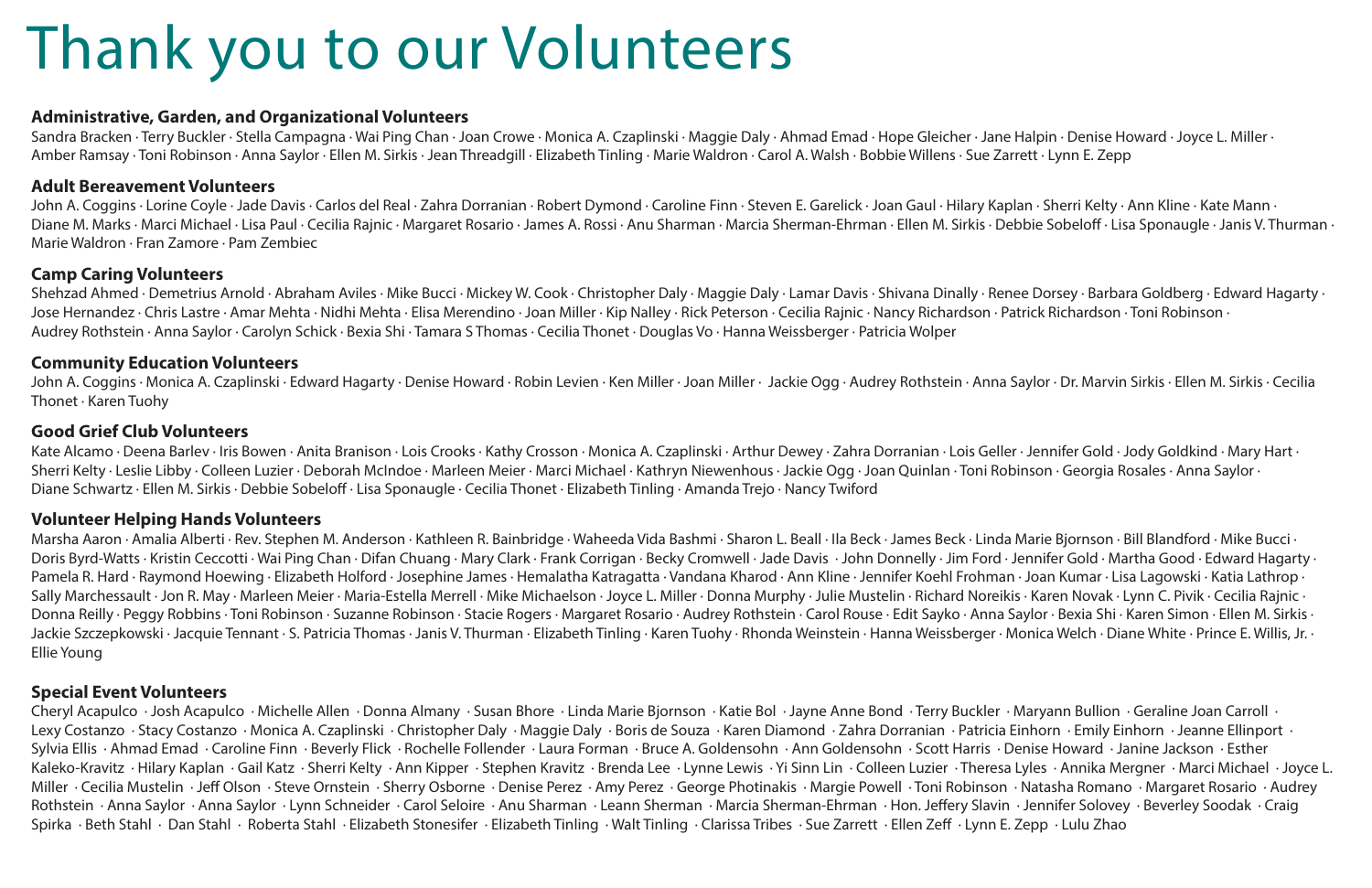# Thank you to our Volunteers

### Administrative, Garden, and Organizational Volunteers

Sandra Bracken · Terry Buckler · Stella Campagna · Wai Ping Chan · Joan Crowe · Monica A. Czaplinski · Maggie Daly · Ahmad Emad · Hope Gleicher · Jane Halpin · Denise Howard · Joyce L. Miller · Amber Ramsay · Toni Robinson · Anna Saylor · Ellen M. Sirkis · Jean Threadgill · Elizabeth Tinling · Marie Waldron · Carol A. Walsh · Bobbie Willens · Sue Zarrett · Lynn E. Zepp

### Adult Bereavement Volunteers

John A. Coggins · Lorine Coyle · Jade Davis · Carlos del Real · Zahra Dorranian · Robert Dymond · Caroline Finn · Steven E. Garelick · Joan Gaul · Hilary Kaplan · Sherri Kelty · Ann Kline · Kate Mann · Diane M. Marks · Marci Michael · Lisa Paul · Cecilia Rajnic · Margaret Rosario · James A. Rossi · Anu Sharman · Marcia Sherman-Ehrman · Ellen M. Sirkis · Debbie Sobeloff · Lisa Sponaugle · Janis V. Thurman · Marie Waldron · Fran Zamore · Pam Zembiec

### Camp Caring Volunteers

Shehzad Ahmed · Demetrius Arnold · Abraham Aviles · Mike Bucci · Mickey W. Cook · Christopher Daly · Maggie Daly · Lamar Davis · Shivana Dinally · Renee Dorsey · Barbara Goldberg · Edward Hagarty · Jose Hernandez · Chris Lastre · Amar Mehta · Nidhi Mehta · Elisa Merendino · Joan Miller · Kip Nalley · Rick Peterson · Cecilia Rajnic · Nancy Richardson · Patrick Richardson · Toni Robinson · Audrey Rothstein · Anna Saylor · Carolyn Schick · Bexia Shi · Tamara S Thomas · Cecilia Thonet · Douglas Vo · Hanna Weissberger · Patricia Wolper

### Community Education Volunteers

John A. Coggins · Monica A. Czaplinski · Edward Hagarty · Denise Howard · Robin Levien · Ken Miller · Joan Miller · Jackie Ogg · Audrey Rothstein · Anna Saylor · Dr. Marvin Sirkis · Ellen M. Sirkis · Cecilia Thonet · Karen Tuohy

### Good Grief Club Volunteers

Kate Alcamo · Deena Barlev · Iris Bowen · Anita Branison · Lois Crooks · Kathy Crosson · Monica A. Czaplinski · Arthur Dewey · Zahra Dorranian · Lois Geller · Jennifer Gold · Jody Goldkind · Mary Hart · Sherri Kelty · Leslie Libby · Colleen Luzier · Deborah McIndoe · Marleen Meier · Marci Michael · Kathryn Niewenhous · Jackie Ogg · Joan Quinlan · Toni Robinson · Georgia Rosales · Anna Saylor · Diane Schwartz · Ellen M. Sirkis · Debbie Sobeloff · Lisa Sponaugle · Cecilia Thonet · Elizabeth Tinling · Amanda Trejo · Nancy Twiford

### Volunteer Helping Hands Volunteers

Marsha Aaron · Amalia Alberti · Rev. Stephen M. Anderson · Kathleen R. Bainbridge · Waheeda Vida Bashmi · Sharon L. Beall · Ila Beck · James Beck · Linda Marie Bjornson · Bill Blandford · Mike Bucci · Doris Byrd-Watts · Kristin Ceccotti · Wai Ping Chan · Difan Chuang · Mary Clark · Frank Corrigan · Becky Cromwell · Jade Davis · John Donnelly · Jim Ford · Jennifer Gold · Martha Good · Edward Hagarty · Pamela R. Hard · Raymond Hoewing · Elizabeth Holford · Josephine James · Hemalatha Katragatta · Vandana Kharod · Ann Kline · Jennifer Koehl Frohman · Joan Kumar · Lisa Lagowski · Katia Lathrop · Sally Marchessault · Jon R. May · Marleen Meier · Maria-Estella Merrell · Mike Michaelson · Joyce L. Miller · Donna Murphy · Julie Mustelin · Richard Noreikis · Karen Novak · Lynn C. Pivik · Cecilia Rajnic · Donna Reilly · Peggy Robbins · Toni Robinson · Suzanne Robinson · Stacie Rogers · Margaret Rosario · Audrey Rothstein · Carol Rouse · Edit Sayko · Anna Saylor · Bexia Shi · Karen Simon · Ellen M. Sirkis · Jackie Szczepkowski · Jacquie Tennant · S. Patricia Thomas · Janis V. Thurman · Elizabeth Tinling · Karen Tuohy · Rhonda Weinstein · Hanna Weissberger · Monica Welch · Diane White · Prince E. Willis, Jr. · Ellie Young

### Special Event Volunteers

Cheryl Acapulco · Josh Acapulco · Michelle Allen · Donna Almany · Susan Bhore · Linda Marie Bjornson · Katie Bol · Jayne Anne Bond · Terry Buckler · Maryann Bullion · Geraline Joan Carroll · Lexy Costanzo · Stacy Costanzo · Monica A. Czaplinski · Christopher Daly · Maggie Daly · Boris de Souza · Karen Diamond · Zahra Dorranian · Patricia Einhorn · Emily Einhorn · Jeanne Ellinport · Sylvia Ellis · Ahmad Emad · Caroline Finn · Beverly Flick · Rochelle Follender · Laura Forman · Bruce A. Goldensohn · Ann Goldensohn · Scott Harris · Denise Howard · Janine Jackson · Esther Kaleko-Kravitz · Hilary Kaplan · Gail Katz · Sherri Kelty · Ann Kipper · Stephen Kravitz · Brenda Lee · Lynne Lewis · Yi Sinn Lin · Colleen Luzier · Theresa Lyles · Annika Mergner · Marci Michael · Joyce L. Miller · Cecilia Mustelin · Jeff Olson · Steve Ornstein · Sherry Osborne · Denise Perez · Amy Perez · George Photinakis · Margie Powell · Toni Robinson · Natasha Romano · Margaret Rosario · Audrey Rothstein · Anna Saylor · Anna Saylor · Lynn Schneider · Carol Seloire · Anu Sharman · Leann Sherman · Marcia Sherman-Ehrman · Hon. Jeffery Slavin · Jennifer Solovey · Beverley Soodak · Craig Spirka · Beth Stahl · Dan Stahl · Roberta Stahl · Elizabeth Stonesifer · Elizabeth Tinling · Walt Tinling · Clarissa Tribes · Sue Zarrett · Ellen Zeff · Lynn E. Zepp · Lulu Zhao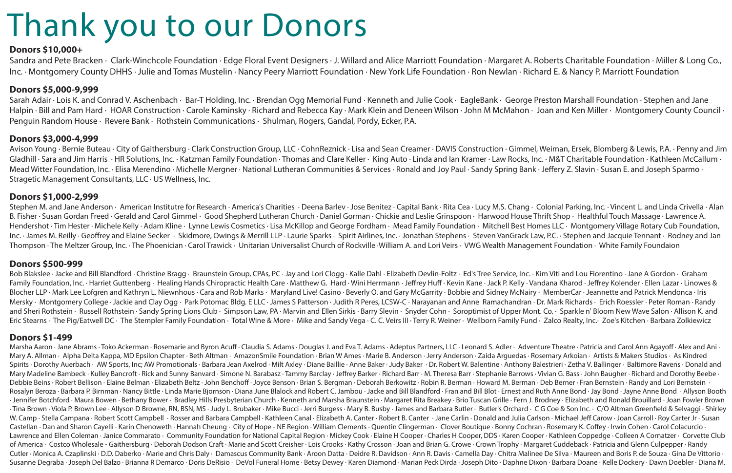# Thank you to our Donors

## Donors $10,000+

Sandra and Pete Bracken · Clark-Winchcole Foundation · Edge Floral Event Designers · J. Willard and Alice Marriott Foundation · Margaret A. Roberts Charitable Foundation · Miller & Long Co., Inc. · Montgomery County DHHS · Julie and Tomas Mustelin · Nancy Peery Marriott Foundation · New York Life Foundation · Ron Newlan · Richard E. & Nancy P. Marriott Foundation

## Donors $5,000-9,999

Sarah Adair · Lois K. and Conrad V. Aschenbach · Bar-T Holding, Inc. · Brendan Ogg Memorial Fund · Kenneth and Julie Cook · EagleBank · George Preston Marshall Foundation · Stephen and Jane Halpin · Bill and Pam Hard · HOAR Construction · Carole Kaminsky · Richard and Rebecca Kay · Mark Klein and Deneen Wilson · John M McMahon · Joan and Ken Miller · Montgomery County Council · Penguin Random House · Revere Bank · Rothstein Communications · Shulman, Rogers, Gandal, Pordy, Ecker, P.A.

## Donors $3,000-4,999

Avison Young · Bernie Buteau · City of Gaithersburg · Clark Construction Group, LLC · CohnReznick · Lisa and Sean Creamer · DAVIS Construction · Gimmel, Weiman, Ersek, Blomberg & Lewis, P.A. · Penny and Jim Gladhill · Sara and Jim Harris · HR Solutions, Inc. · Katzman Family Foundation · Thomas and Clare Keller · King Auto · Linda and Ian Kramer · Law Rocks, Inc. · M&T Charitable Foundation · Kathleen McCallum · Mead Witter Foundation, Inc. · Elisa Merendino · Michelle Mergner · National Lutheran Communities & Services · Ronald and Joy Paul · Sandy Spring Bank · Jeffery Z. Slavin · Susan E. and Joseph Sparmo · Stragetic Management Consultants, LLC · US Wellness, Inc.

## Donors $1,000-2,999

Stephen M. and Jane Anderson · American Institutre for Research · America's Charities · Deena Barlev · Jose Benitez · Capital Bank · Rita Cea · Lucy M.S. Chang · Colonial Parking, Inc. · Vincent L. and Linda Crivella · Alan B. Fisher · Susan Gordan Freed · Gerald and Carol Gimmel · Good Shepherd Lutheran Church · Daniel Gorman · Chickie and Leslie Grinspoon · Harwood House Thrift Shop · Healthful Touch Massage · Lawrence A. Hendershot · Tim Hester · Michele Kelly · Adam Kline · Lynne Lewis Cosmetics · Lisa McKillop and George Fordham · Mead Family Foundation · Mitchell Best Homes LLC · Montgomery Village Rotary Cub Foundation, Inc. · James M. Reilly · Geoffrey and Elaine Secker · Skidmore, Owings & Merrill LLP · Laurie Sparks · Spirit Airlines, Inc. · Jonathan Stephens · Steven VanGrack Law, P.C. · Stephen and Jacquie Tennant · Rodney and Jan Thompson · The Meltzer Group, Inc. · The Phoenician · Carol Trawick · Unitarian Universalist Church of Rockville ·William A. and Lori Veirs · VWG Wealth Management Foundation · White Family Foundaion

## Donors $500-999

Bob Blakslee · Jacke and Bill Blandford · Christine Bragg · Braunstein Group, CPAs, PC · Jay and Lori Clogg · Kalle Dahl · Elizabeth Devlin-Foltz · Ed's Tree Service, Inc. · Kim Viti and Lou Fiorentino · Jane A Gordon · Graham Family Foundation, Inc. · Harriet Guttenberg · Healing Hands Chiropractic Health Care · Matthew G. Hard · Wini Herrmann · Jeffrey Huff · Kevin Kane · Jack P. Kelly · Vandana Kharod · Jeffrey Kolender · Ellen Lazar · Linowes & Blocher LLP · Mark Lee Lofgren and Kathryn L. Niewnhous · Cara and Rob Marks · Maryland Live! Casino · Beverly O. and Gary McGarrity · Bobbie and Sidney McNairy · MemberCar · Jeannette and Patrick Mendonca · Iris Mersky · Montgomery College · Jackie and Clay Ogg · Park Potomac Bldg. E LLC · James S Patterson · Judith R Peres, LCSW-C · Narayanan and Anne Ramachandran · Dr. Mark Richards · Erich Roessler · Peter Roman · Randy and Sheri Rothstein · Russell Rothstein · Sandy Spring Lions Club · Simpson Law, PA · Marvin and Ellen Sirkis · Barry Slevin · Snyder Cohn · Soroptimist of Upper Mont. Co. · Sparkle n' Bloom New Wave Salon · Allison K. and Eric Stearns · The Pig/Eatwell DC · The Stempler Family Foundation · Total Wine & More · Mike and Sandy Vega · C. C. Veirs III · Terry R. Weiner · Wellborn Family Fund · Zalco Realty, Inc.· Zoe's Kitchen · Barbara Zolkiewicz

## Donors $1-499

Marsha Aaron · Jane Abrams · Toko Ackerman · Rosemarie and Byron Acuff · Claudia S. Adams · Douglas J. and Eva T. Adams · Adeptus Partners, LLC · Leonard S. Adler · Adventure Theatre · Patricia and Carol Ann Agayoff · Alex and Ani · Mary A. Allman · Alpha Delta Kappa, MD Epsilon Chapter · Beth Altman · AmazonSmile Foundation · Brian W Ames · Marie B. Anderson · Jerry Anderson · Zaida Arguedas · Rosemary Arkoian · Artists & Makers Studios · As Kindred Spirits · Dorothy Auerbach · AW Sports, Inc; AW Promotionals · Barbara Jean Axelrod · Milt Axley · Diane Baillie · Anne Baker · Judy Baker · Dr. Robert W. Balentine · Anthony Balestrieri · Zetha V. Ballinger · Baltimore Ravens · Donald and Mary Madeline Bambeck · Kulley Bancroft · Rick and Sunny Banvard · Simone N. Barabasz · Tammy Barclay · Jeffrey Barker · Richard Barr · M. Theresa Barr · Stephanie Barrows · Vivian G. Bass · John Baugher · Richard and Dorothy Beebe · Debbie Beins · Robert Bellison · Elaine Belman · Elizabeth Beltz · John Benchoff · Joyce Benson · Brian S. Bergman · Deborah Berkowitz · Robin R. Berman · Howard M. Berman · Deb Berner · Fran Bernstein · Randy and Lori Bernstein · Rosalyn Beroza · Barbara P. Birnman · Nancy Bittle · Linda Marie Bjornson · Diana June Blalock and Robert C. Jambou · Jacke and Bill Blandford · Fran and Bill Blot · Ernest and Ruth Anne Bond · Jay Bond · Jayne Anne Bond · Allyson Booth · Jennifer Botchford · Maura Bowen · Bethany Bower · Bradley Hills Presbyterian Church · Kenneth and Marsha Braunstein · Margaret Rita Breakey · Brio Tuscan Grille · Fern J. Brodney · Elizabeth and Ronald Brouillard · Joan Fowler Brown · Tina Brown · Viola P. Brown Lee · Allyson D Browne, RN, BSN, MS · Judy L. Brubaker · Mike Bucci · Jerri Burgess · Mary B. Busby · James and Barbara Butler · Butler's Orchard · C G Coe & Son Inc. · C/O Altman Greenfield & Selvaggi · Shirley W. Camp · Stella Campana · Robert Scott Campbell · Rosser and Barbara Campbell · Kathleen Canal · Elizabeth A. Canter · Robert B. Canter · Jane Carlin · Donald and Julia Carlson · Michael Jeff Carow · Joan Carroll · Roy Carter Jr · Susan Castellan · Dan and Sharon Cayelli · Karin Chenoweth · Hannah Cheung · City of Hope - NE Region · William Clements · Quentin Clingerman · Clover Boutique · Bonny Cochran · Rosemary K. Coffey · Irwin Cohen · Carol Colacurcio · Lawrence and Ellen Coleman · Janice Commarato · Community Foundation for National Capital Region · Mickey Cook · Elaine H Cooper · Charles H Cooper, DDS · Karen Cooper · Kathleen Coppedge · Colleen A Cornatzer · Corvette Club of America · Costco Wholesale - Gaithersburg · Deborah Dodson Craft · Marie and Scott Creisher · Lois Crooks · Kathy Crosson · Joan and Brian G. Crowe · Crown Trophy · Margaret Cuddeback · Patricia and Glenn Culpepper · Randy Cutler · Monica A. Czaplinski · D.D. Daberko · Marie and Chris Daly · Damascus Community Bank · Aroon Datta · Deidre R. Davidson · Ann R. Davis · Camella Day · Chitra Malinee De Silva · Maureen and Boris P. de Souza · Gina De Vittorio · Susanne Degraba · Joseph Del Balzo · Brianna R Demarco · Doris DeRisio · DeVol Funeral Home · Betsy Dewey · Karen Diamond · Marian Peck Dirda · Joseph Dito · Daphne Dixon · Barbara Doane · Kelle Dockery · Dawn Doebler · Diana M.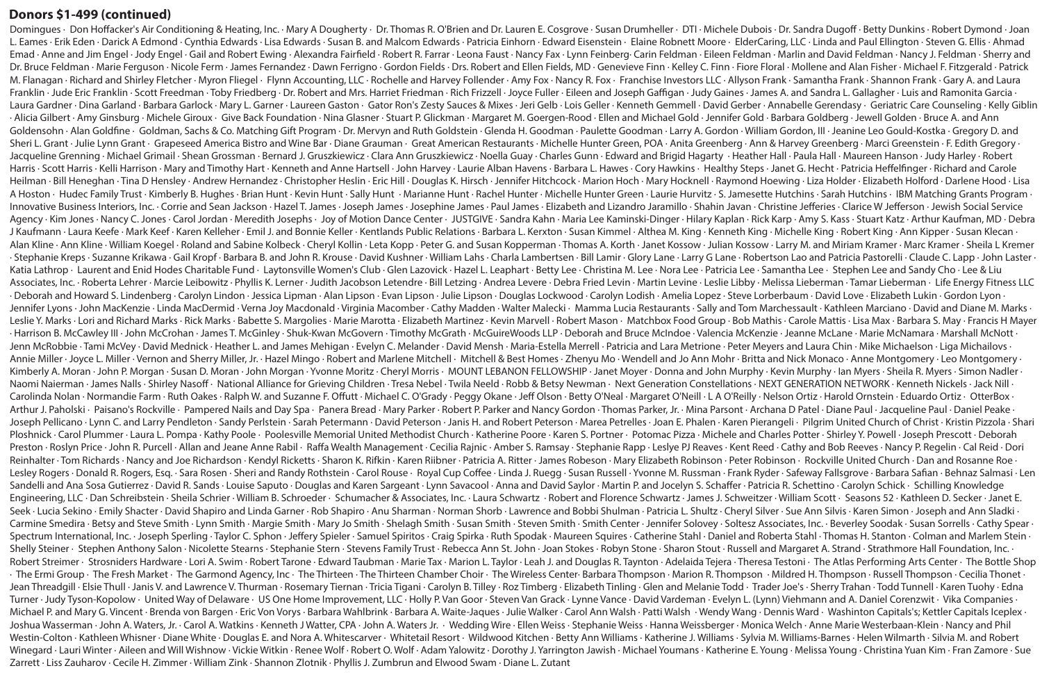## Donors $1-499 (continued)

Domingues · Don Hoffacker's Air Conditioning & Heating, Inc. · Mary A Dougherty · Dr. Thomas R. O'Brien and Dr. Lauren E. Cosgrove · Susan Drumheller · DTI · Michele Dubois · Dr. Sandra Dugoff · Betty Dunkins · Robert Dymond · Joan L. Eames · Erik Eden · Darick A Edmond · Cynthia Edwards · Lisa Edwards · Susan B. and Malcom Edwards · Patricia Einhorn · Edward Eisenstein · Elaine Robnett Moore · ElderCaring, LLC · Linda and Paul Ellington · Steven G. Ellis · Ahmad Emad · Anne and Jim Engel · Jody Engel · Gail and Robert Ewing · Alexandra Fairfield · Robert R. Farrar · Leona Faust · Nancy Fax · Lynn Feinberg· Carin Feldman · Eileen Feldman · Marlin and David Feldman · Nancy J. Feldman · Sherry and Dr. Bruce Feldman · Marie Ferguson · Nicole Ferm · James Fernandez · Dawn Ferrigno · Gordon Fields · Drs. Robert and Ellen Fields, MD · Genevieve Finn · Kelley C. Finn · Fiore Floral · Mollene and Alan Fisher · Michael F. Fitzgerald · Patrick M. Flanagan · Richard and Shirley Fletcher · Myron Fliegel · Flynn Accounting, LLC · Rochelle and Harvey Follender · Amy Fox · Nancy R. Fox · Franchise Investors LLC · Allyson Frank · Samantha Frank · Shannon Frank · Gary A. and Laura Franklin · Jude Eric Franklin · Scott Freedman · Toby Friedberg · Dr. Robert and Mrs. Harriet Friedman · Rich Frizzell · Joyce Fuller · Eileen and Joseph Gaffigan · Judy Gaines · James A. and Sandra L. Gallagher · Luis and Ramonita Garcia · Laura Gardner · Dina Garland · Barbara Garlock · Mary L. Garner · Laureen Gaston · Gator Ron's Zesty Sauces & Mixes · Jeri Gelb · Lois Geller · Kenneth Gemmell · David Gerber · Annabelle Gerendasy · Geriatric Care Counseling · Kelly Giblin · Alicia Gilbert · Amy Ginsburg · Michele Giroux · Give Back Foundation · Nina Glasner · Stuart P. Glickman · Margaret M. Goergen-Rood · Ellen and Michael Gold · Jennifer Gold · Barbara Goldberg · Jewell Golden · Bruce A. and Ann Goldensohn · Alan Goldfine · Goldman, Sachs & Co. Matching Gift Program · Dr. Mervyn and Ruth Goldstein · Glenda H. Goodman · Paulette Goodman · Larry A. Gordon · William Gordon, III · Jeanine Leo Gould-Kostka · Gregory D. and Sheri L. Grant · Julie Lynn Grant · Grapeseed America Bistro and Wine Bar · Diane Grauman · Great American Restaurants · Michelle Hunter Green, POA · Anita Greenberg · Ann & Harvey Greenberg · Marci Greenstein · F. Edith Gregory · Jacqueline Grenning · Michael Grimail · Shean Grossman · Bernard J. Gruszkiewicz · Clara Ann Gruszkiewicz · Noella Guay · Charles Gunn · Edward and Brigid Hagarty · Heather Hall · Paula Hall · Maureen Hanson · Judy Harley · Robert Harris · Scott Harris · Kelli Harrison · Mary and Timothy Hart · Kenneth and Anne Hartsell · John Harvey · Laurie Alban Havens · Barbara L. Hawes · Cory Hawkins · Healthy Steps · Janet G. Hecht · Patricia Heffelfinger · Richard and Carole Heilman · Bill Heneghan · Tina D Hensley · Andrew Hernandez · Christopher Heslin · Eric Hill · Douglas K. Hirsch · Jennifer Hitchcock · Marion Hoch · Mary Hocknell · Raymond Hoewing · Liza Holder · Elizabeth Holford · Darlene Hood · Lisa A Hoston · Hudec Family Trust · Kimberly B. Hughes · Brian Hunt · Kevin Hunt · Sally Hunt · Marianne Hunt · Rachel Hunter · Michelle Hunter Green · Laurie Hurvitz · S. Jamesette Hutchins · Sarah Hutchins · IBM Matching Grants Program · Innovative Business Interiors, Inc. · Corrie and Sean Jackson · Hazel T. James · Joseph James · Josephine James · Paul James · Elizabeth and Lizandro Jaramillo · Shahin Javan · Christine Jefferies · Clarice W Jefferson · Jewish Social Service Agency · Kim Jones · Nancy C. Jones · Carol Jordan · Meredith Josephs · Joy of Motion Dance Center · JUSTGIVE · Sandra Kahn · Maria Lee Kaminski-Dinger · Hilary Kaplan · Rick Karp · Amy S. Kass · Stuart Katz · Arthur Kaufman, MD · Debra J Kaufmann · Laura Keefe · Mark Keef · Karen Kelleher · Emil J. and Bonnie Keller · Kentlands Public Relations · Barbara L. Kerxton · Susan Kimmel · Althea M. King · Kenneth King · Michelle King · Robert King · Ann Kipper · Susan Klecan · Alan Kline · Ann Kline · William Koegel · Roland and Sabine Kolbeck · Cheryl Kollin · Leta Kopp · Peter G. and Susan Kopperman · Thomas A. Korth · Janet Kossow · Julian Kossow · Larry M. and Miriam Kramer · Marc Kramer · Sheila L Kremer · Stephanie Kreps · Suzanne Krikawa · Gail Kropf · Barbara B. and John R. Krouse · David Kushner · William Lahs · Charla Lambertsen · Bill Lamir · Glory Lane · Larry G Lane · Robertson Lao and Patricia Pastorelli · Claude C. Lapp · John Laster · Katia Lathrop · Laurent and Enid Hodes Charitable Fund · Laytonsville Women's Club · Glen Lazovick · Hazel L. Leaphart · Betty Lee · Christina M. Lee · Nora Lee · Patricia Lee · Samantha Lee · Stephen Lee and Sandy Cho · Lee & Liu Associates, Inc. · Roberta Lehrer · Marcie Leibowitz · Phyllis K. Lerner · Judith Jacobson Letendre · Bill Letzing · Andrea Levere · Debra Fried Levin · Martin Levine · Leslie Libby · Melissa Lieberman · Tamar Lieberman · Life Energy Fitness LLC · Deborah and Howard S. Lindenberg · Carolyn Lindon · Jessica Lipman · Alan Lipson · Evan Lipson · Julie Lipson · Douglas Lockwood · Carolyn Lodish · Amelia Lopez · Steve Lorberbaum · David Love · Elizabeth Lukin · Gordon Lyon · Jennifer Lyons · John MacKenzie · Linda MacDermid · Verna Joy Macdonald · Virginia Macomber · Cathy Madden · Walter Malecki · Mamma Lucia Restaurants · Sally and Tom Marchessault · Kathleen Marciano · David and Diane M. Marks · Leslie Y. Marks · Lori and Richard Marks · Rick Marks · Babette S. Margolies · Marie Marotta · Elizabeth Martinez · Kevin Marvell · Robert Mason · Matchbox Food Group · Bob Mathis · Carole Mattis · Lisa Max · Barbara S. May · Francis H Mayer · Harrison B. McCawley III · John McCrohan · James T. McGinley · Shuk-Kwan McGovern · Timothy McGrath · McGuireWoods LLP · Deborah and Bruce McIndoe · Valencia McKenzie · Jeanne McLane · Marie McNamara · Marshall McNott · Jenn McRobbie · Tami McVey · David Mednick · Heather L. and James Mehigan · Evelyn C. Melander · David Mensh · Maria-Estella Merrell · Patricia and Lara Metrione · Peter Meyers and Laura Chin · Mike Michaelson · Liga Mihailovs · Annie Miller · Joyce L. Miller · Vernon and Sherry Miller, Jr. · Hazel Mingo · Robert and Marlene Mitchell · Mitchell & Best Homes · Zhenyu Mo · Wendell and Jo Ann Mohr · Britta and Nick Monaco · Anne Montgomery · Leo Montgomery · Kimberly A. Moran · John P. Morgan · Susan D. Moran · John Morgan · Yvonne Moritz · Cheryl Morris · MOUNT LEBANON FELLOWSHIP · Janet Moyer · Donna and John Murphy · Kevin Murphy · Ian Myers · Sheila R. Myers · Simon Nadler · Naomi Naierman · James Nalls · Shirley Nasoff · National Alliance for Grieving Children · Tresa Nebel · Twila Neeld · Robb & Betsy Newman · Next Generation Constellations · NEXT GENERATION NETWORK · Kenneth Nickels · Jack Nill · Carolinda Nolan · Normandie Farm · Ruth Oakes · Ralph W. and Suzanne F. Offutt · Michael C. O'Grady · Peggy Okane · Jeff Olson · Betty O'Neal · Margaret O'Neill · L A O'Reilly · Nelson Ortiz · Harold Ornstein · Eduardo Ortiz · OtterBox · Arthur J. Paholski · Paisano's Rockville · Pampered Nails and Day Spa · Panera Bread · Mary Parker · Robert P. Parker and Nancy Gordon · Thomas Parker, Jr. · Mina Parsont · Archana D Patel · Diane Paul · Jacqueline Paul · Daniel Peake · Joseph Pellicano · Lynn C. and Larry Pendleton · Sandy Perlstein · Sarah Petermann · David Peterson · Janis H. and Robert Peterson · Marea Petrelles · Joan E. Phalen · Karen Pierangeli · Pilgrim United Church of Christ · Kristin Pizzola · Shari Ploshnick · Carol Plummer · Laura L. Pompa · Kathy Poole · Poolesville Memorial United Methodist Church · Katherine Poore · Karen S. Portner · Potomac Pizza · Michele and Charles Potter · Shirley Y. Powell · Joseph Prescott · Deborah Preston · Roslyn Price · John R. Purcell · Allan and Jeane Anne Rabil · Raffa Wealth Management · Cecilia Rajnic · Amber S. Ramsay · Stephanie Rapp · Leslye PJ Reaves · Kent Reed · Cathy and Bob Reeves · Nancy P. Regelin · Cal Reid · Dori Reinhalter · Tom Richards · Nancy and Joe Richardson · Kendyl Ricketts · Sharon K. Rifkin · Karen Riibner · Patricia A. Ritter · James Robeson · Mary Elizabeth Robinson · Peter Robinson · Rockville United Church · Dan and Rosanne Roe · Lesley Rogers · Donald R. Rogers, Esq. · Sara Rosen · Sheri and Randy Rothstein · Carol Rouse · Royal Cup Coffee · Linda J. Ruegg · Susan Russell · Yvonne M. Russman · Frank Ryder · Safeway Fallsgrove · Barbara Safian · Behnaz Salmasi · Len Sandelli and Ana Sosa Gutierrez · David R. Sands · Louise Saputo · Douglas and Karen Sargeant · Lynn Savacool · Anna and David Saylor · Martin P. and Jocelyn S. Schaffer · Patricia R. Schettino · Carolyn Schick · Schilling Knowledge Engineering, LLC · Dan Schreibstein · Sheila Schrier · William B. Schroeder · Schumacher & Associates, Inc. · Laura Schwartz · Robert and Florence Schwartz · James J. Schweitzer · William Scott · Seasons 52 · Kathleen D. Secker · Janet E. Seek · Lucia Sekino · Emily Shacter · David Shapiro and Linda Garner · Rob Shapiro · Anu Sharman · Norman Shorb · Lawrence and Bobbi Shulman · Patricia L. Shultz · Cheryl Silver · Sue Ann Silvis · Karen Simon · Joseph and Ann Sladki · Carmine Smedira · Betsy and Steve Smith · Lynn Smith · Margie Smith · Mary Jo Smith · Shelagh Smith · Susan Smith · Steven Smith · Smith Center · Jennifer Solovey · Soltesz Associates, Inc. · Beverley Soodak · Susan Sorrells · Cathy Spear · Spectrum International, Inc. · Joseph Sperling · Taylor C. Sphon · Jeffery Spieler · Samuel Spiritos · Craig Spirka · Ruth Spodak · Maureen Squires · Catherine Stahl · Daniel and Roberta Stahl · Thomas H. Stanton · Colman and Marlem Stein · Shelly Steiner · Stephen Anthony Salon · Nicolette Stearns · Stephanie Stern · Stevens Family Trust · Rebecca Ann St. John · Joan Stokes · Robyn Stone · Sharon Stout · Russell and Margaret A. Strand · Strathmore Hall Foundation, Inc. · Robert Streimer · Strosniders Hardware · Lori A. Swim · Robert Tarone · Edward Taubman · Marie Tax · Marion L. Taylor · Leah J. and Douglas R. Taynton · Adelaida Tejera · Theresa Testoni · The Atlas Performing Arts Center · The Bottle Shop · The Ermi Group · The Fresh Market · The Garmond Agency, Inc · The Thirteen · The Thirteen Chamber Choir · The Wireless Center· Barbara Thompson · Marion R. Thompson · Mildred H. Thompson · Russell Thompson · Cecilia Thonet · Jean Threadgill · Elsie Thull · Janis V. and Lawrence V. Thurman · Rosemary Tiernan · Tricia Tigani · Carolyn B. Tilley · Roz Timberg · Elizabeth Tinling · Glen and Melanie Todd · Trader Joe's · Sherry Trahan · Todd Tunnell · Karen Tuohy · Edna Turner · Judy Tyson-Kopolow · United Way of Delaware · US One Home Improvement, LLC · Holly P. Van Goor · Steven Van Grack · Lynne Vance · David Vardeman · Evelyn L. (Lynn) Viehmann and A. Daniel Corenzwit · Vika Companies · Michael P. and Mary G. Vincent · Brenda von Bargen · Eric Von Vorys · Barbara Wahlbrink · Barbara A. Waite-Jaques · Julie Walker · Carol Ann Walsh · Patti Walsh · Wendy Wang · Dennis Ward · Washinton Capitals's; Kettler Capitals Iceplex · Joshua Wasserman · John A. Waters, Jr. · Carol A. Watkins · Kenneth J Watter, CPA · John A. Waters Jr. · Wedding Wire · Ellen Weiss · Stephanie Weiss · Hanna Weissberger · Monica Welch · Anne Marie Westerbaan-Klein · Nancy and Phil Westin-Colton · Kathleen Whisner · Diane White · Douglas E. and Nora A. Whitescarver · Whitetail Resort · Wildwood Kitchen · Betty Ann Williams · Katherine J. Williams · Sylvia M. Williams-Barnes · Helen Wilmarth · Silvia M. and Robert Winegard · Lauri Winter · Aileen and Will Wishnow · Vickie Witkin · Renee Wolf · Robert O. Wolf · Adam Yalowitz · Dorothy J. Yarrington Jawish · Michael Youmans · Katherine E. Young · Melissa Young · Christina Yuan Kim · Fran Zamore · Sue Zarrett · Liss Zauharov · Cecile H. Zimmer · William Zink · Shannon Zlotnik · Phyllis J. Zumbrun and Elwood Swam · Diane L. Zutant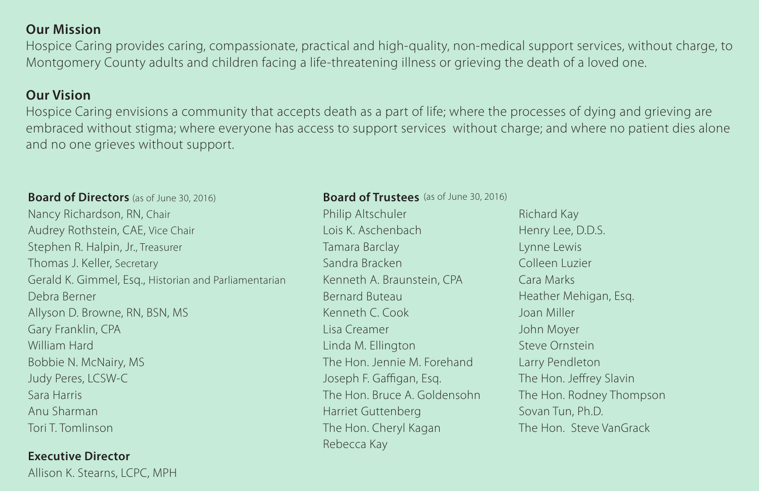## Our Mission

Hospice Caring provides caring, compassionate, practical and high-quality, non-medical support services, without charge, to Montgomery County adults and children facing a life-threatening illness or grieving the death of a loved one.

## Our Vision

Hospice Caring envisions a community that accepts death as a part of life; where the processes of dying and grieving are embraced without stigma; where everyone has access to support services without charge; and where no patient dies alone and no one grieves without support.

**Board of Directors** (as of June 30, 2016)

Nancy Richardson, RN, Chair
Audrey Rothstein, CAE, Vice Chair
Stephen R. Halpin, Jr., Treasurer
Thomas J. Keller, Secretary
Gerald K. Gimmel, Esq., Historian and Parliamentarian
Debra Berner
Allyson D. Browne, RN, BSN, MS
Gary Franklin, CPA
William Hard
Bobbie N. McNairy, MS
Judy Peres, LCSW-C
Sara Harris
Anu Sharman
Tori T. Tomlinson

**Executive Director**

Allison K. Stearns, LCPC, MPH

**Board of Trustees** (as of June 30, 2016)

Philip Altschuler
Lois K. Aschenbach
Tamara Barclay
Sandra Bracken
Kenneth A. Braunstein, CPA
Bernard Buteau
Kenneth C. Cook
Lisa Creamer
Linda M. Ellington
The Hon. Jennie M. Forehand
Joseph F. Gaffigan, Esq.
The Hon. Bruce A. Goldensohn
Harriet Guttenberg
The Hon. Cheryl Kagan
Rebecca Kay
Richard Kay
Henry Lee, D.D.S.
Lynne Lewis
Colleen Luzier
Cara Marks
Heather Mehigan, Esq.
Joan Miller
John Moyer
Steve Ornstein
Larry Pendleton
The Hon. Jeffrey Slavin
The Hon. Rodney Thompson
Sovan Tun, Ph.D.
The Hon. Steve VanGrack